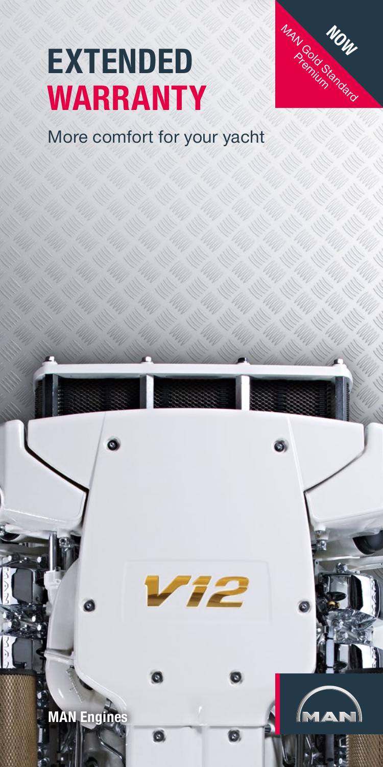# EXTENDED WARRANTY

More comfort for your yacht

NOW

MAN Gold Standard Premium

V12

MAN Engines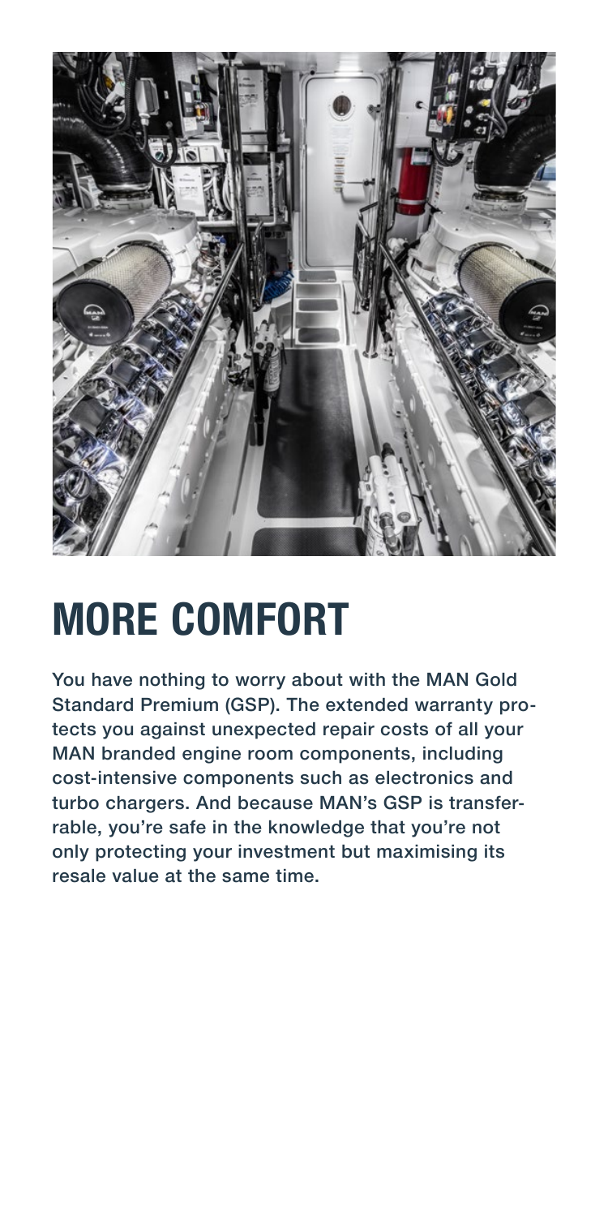# MORE COMFORT

You have nothing to worry about with the MAN Gold Standard Premium (GSP). The extended warranty protects you against unexpected repair costs of all your MAN branded engine room components, including cost-intensive components such as electronics and turbo chargers. And because MAN's GSP is transferrable, you're safe in the knowledge that you're not only protecting your investment but maximising its resale value at the same time.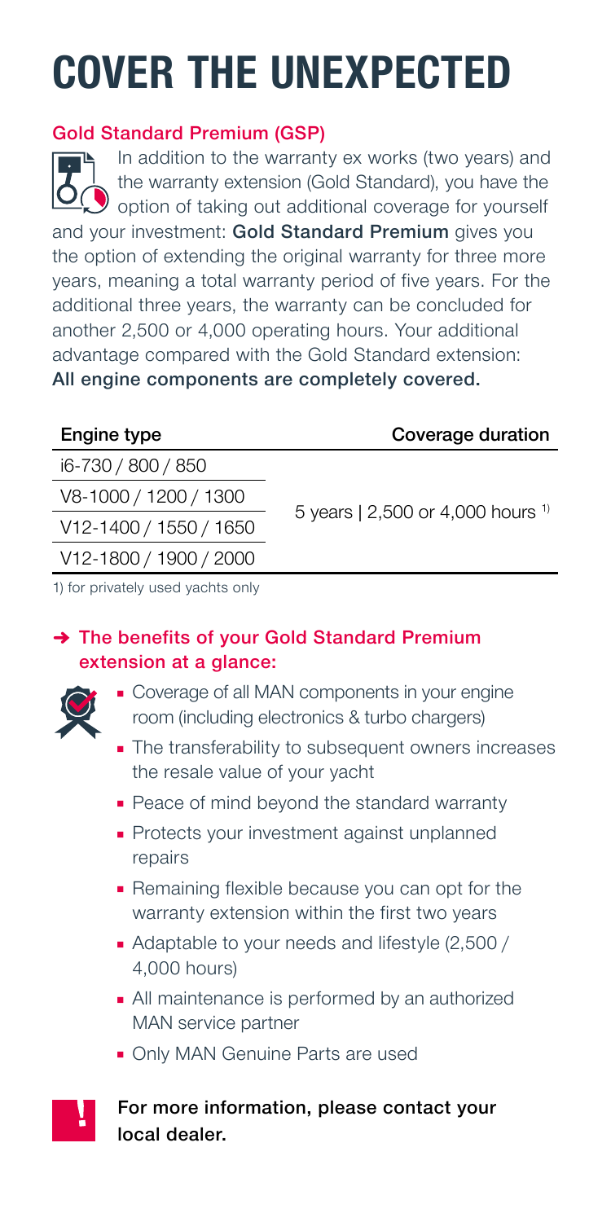# COVER THE UNEXPECTED

### Gold Standard Premium (GSP)

In addition to the warranty ex works (two years) and the warranty extension (Gold Standard), you have the option of taking out additional coverage for yourself and your investment: **Gold Standard Premium** gives you the option of extending the original warranty for three more years, meaning a total warranty period of five years. For the additional three years, the warranty can be concluded for another 2,500 or 4,000 operating hours. Your additional advantage compared with the Gold Standard extension: **All engine components are completely covered.**

| Engine type | Coverage duration |
|---|---|
| i6-730 / 800 / 850 | 5 years \| 2,500 or 4,000 hours [1] |
| V8-1000 / 1200 / 1300 | |
| V12-1400 / 1550 / 1650 | |
| V12-1800 / 1900 / 2000 | |

1) for privately used yachts only

### → The benefits of your Gold Standard Premium extension at a glance:

- Coverage of all MAN components in your engine room (including electronics & turbo chargers)
- The transferability to subsequent owners increases the resale value of your yacht
- Peace of mind beyond the standard warranty
- Protects your investment against unplanned repairs
- Remaining flexible because you can opt for the warranty extension within the first two years
- Adaptable to your needs and lifestyle (2,500 / 4,000 hours)
- All maintenance is performed by an authorized MAN service partner
- Only MAN Genuine Parts are used

**For more information, please contact your local dealer.**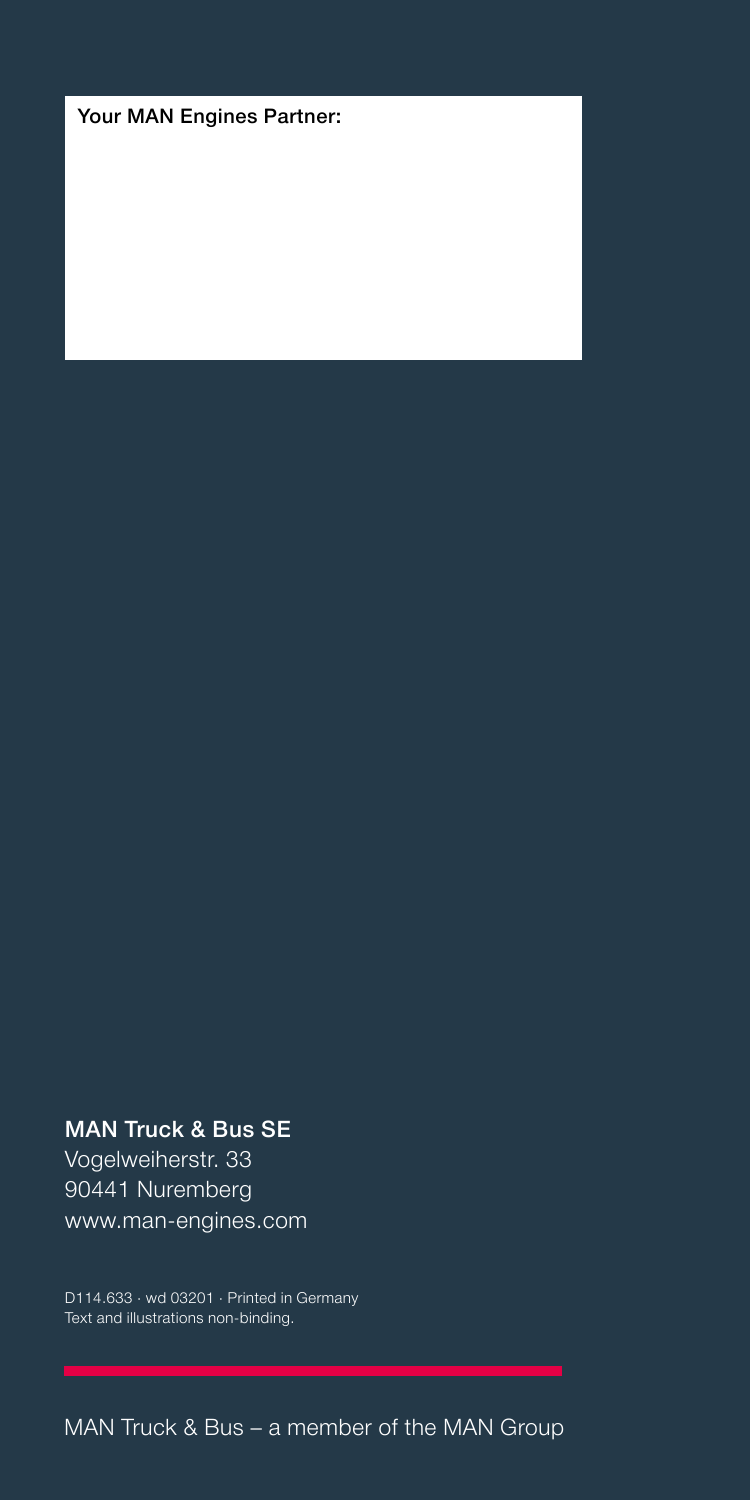**Your MAN Engines Partner:**

**MAN Truck & Bus SE**

Vogelweiherstr. 33
90441 Nuremberg
www.man-engines.com

D114.633 · wd 03201 · Printed in Germany
Text and illustrations non-binding.

MAN Truck & Bus – a member of the MAN Group